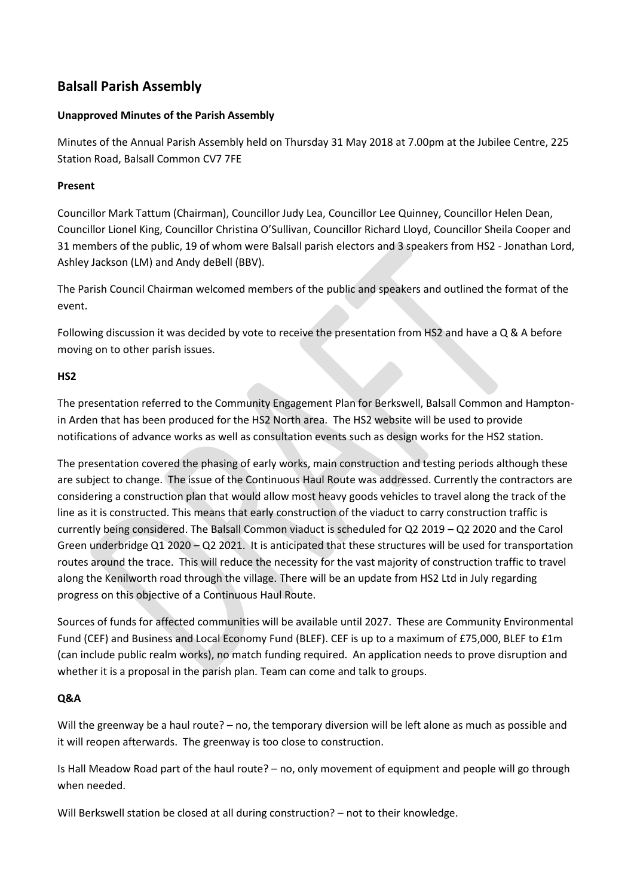# Balsall Parish Assembly

**Unapproved Minutes of the Parish Assembly**

Minutes of the Annual Parish Assembly held on Thursday 31 May 2018 at 7.00pm at the Jubilee Centre, 225 Station Road, Balsall Common CV7 7FE

**Present**

Councillor Mark Tattum (Chairman), Councillor Judy Lea, Councillor Lee Quinney, Councillor Helen Dean, Councillor Lionel King, Councillor Christina O'Sullivan, Councillor Richard Lloyd, Councillor Sheila Cooper and 31 members of the public, 19 of whom were Balsall parish electors and 3 speakers from HS2 - Jonathan Lord, Ashley Jackson (LM) and Andy deBell (BBV).

The Parish Council Chairman welcomed members of the public and speakers and outlined the format of the event.

Following discussion it was decided by vote to receive the presentation from HS2 and have a Q & A before moving on to other parish issues.

**HS2**

The presentation referred to the Community Engagement Plan for Berkswell, Balsall Common and Hampton-in Arden that has been produced for the HS2 North area. The HS2 website will be used to provide notifications of advance works as well as consultation events such as design works for the HS2 station.

The presentation covered the phasing of early works, main construction and testing periods although these are subject to change. The issue of the Continuous Haul Route was addressed. Currently the contractors are considering a construction plan that would allow most heavy goods vehicles to travel along the track of the line as it is constructed. This means that early construction of the viaduct to carry construction traffic is currently being considered. The Balsall Common viaduct is scheduled for Q2 2019 – Q2 2020 and the Carol Green underbridge Q1 2020 – Q2 2021. It is anticipated that these structures will be used for transportation routes around the trace. This will reduce the necessity for the vast majority of construction traffic to travel along the Kenilworth road through the village. There will be an update from HS2 Ltd in July regarding progress on this objective of a Continuous Haul Route.

Sources of funds for affected communities will be available until 2027. These are Community Environmental Fund (CEF) and Business and Local Economy Fund (BLEF). CEF is up to a maximum of £75,000, BLEF to £1m (can include public realm works), no match funding required. An application needs to prove disruption and whether it is a proposal in the parish plan. Team can come and talk to groups.

**Q&A**

Will the greenway be a haul route? – no, the temporary diversion will be left alone as much as possible and it will reopen afterwards. The greenway is too close to construction.

Is Hall Meadow Road part of the haul route? – no, only movement of equipment and people will go through when needed.

Will Berkswell station be closed at all during construction? – not to their knowledge.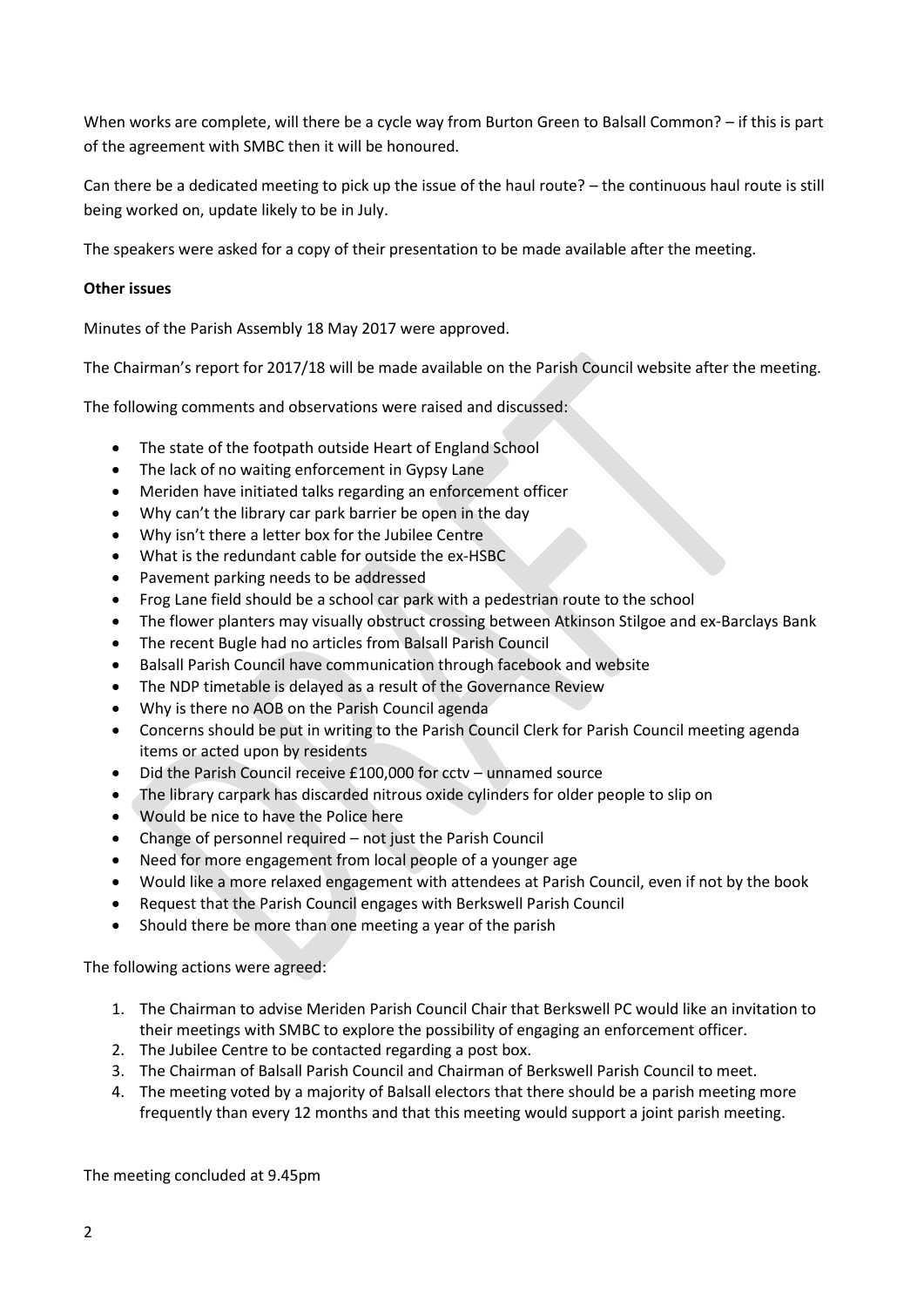When works are complete, will there be a cycle way from Burton Green to Balsall Common? – if this is part of the agreement with SMBC then it will be honoured.

Can there be a dedicated meeting to pick up the issue of the haul route? – the continuous haul route is still being worked on, update likely to be in July.

The speakers were asked for a copy of their presentation to be made available after the meeting.

**Other issues**

Minutes of the Parish Assembly 18 May 2017 were approved.

The Chairman's report for 2017/18 will be made available on the Parish Council website after the meeting.

The following comments and observations were raised and discussed:

- The state of the footpath outside Heart of England School
- The lack of no waiting enforcement in Gypsy Lane
- Meriden have initiated talks regarding an enforcement officer
- Why can't the library car park barrier be open in the day
- Why isn't there a letter box for the Jubilee Centre
- What is the redundant cable for outside the ex-HSBC
- Pavement parking needs to be addressed
- Frog Lane field should be a school car park with a pedestrian route to the school
- The flower planters may visually obstruct crossing between Atkinson Stilgoe and ex-Barclays Bank
- The recent Bugle had no articles from Balsall Parish Council
- Balsall Parish Council have communication through facebook and website
- The NDP timetable is delayed as a result of the Governance Review
- Why is there no AOB on the Parish Council agenda
- Concerns should be put in writing to the Parish Council Clerk for Parish Council meeting agenda items or acted upon by residents
- Did the Parish Council receive £100,000 for cctv – unnamed source
- The library carpark has discarded nitrous oxide cylinders for older people to slip on
- Would be nice to have the Police here
- Change of personnel required – not just the Parish Council
- Need for more engagement from local people of a younger age
- Would like a more relaxed engagement with attendees at Parish Council, even if not by the book
- Request that the Parish Council engages with Berkswell Parish Council
- Should there be more than one meeting a year of the parish

The following actions were agreed:

1. The Chairman to advise Meriden Parish Council Chair that Berkswell PC would like an invitation to their meetings with SMBC to explore the possibility of engaging an enforcement officer.
2. The Jubilee Centre to be contacted regarding a post box.
3. The Chairman of Balsall Parish Council and Chairman of Berkswell Parish Council to meet.
4. The meeting voted by a majority of Balsall electors that there should be a parish meeting more frequently than every 12 months and that this meeting would support a joint parish meeting.

The meeting concluded at 9.45pm